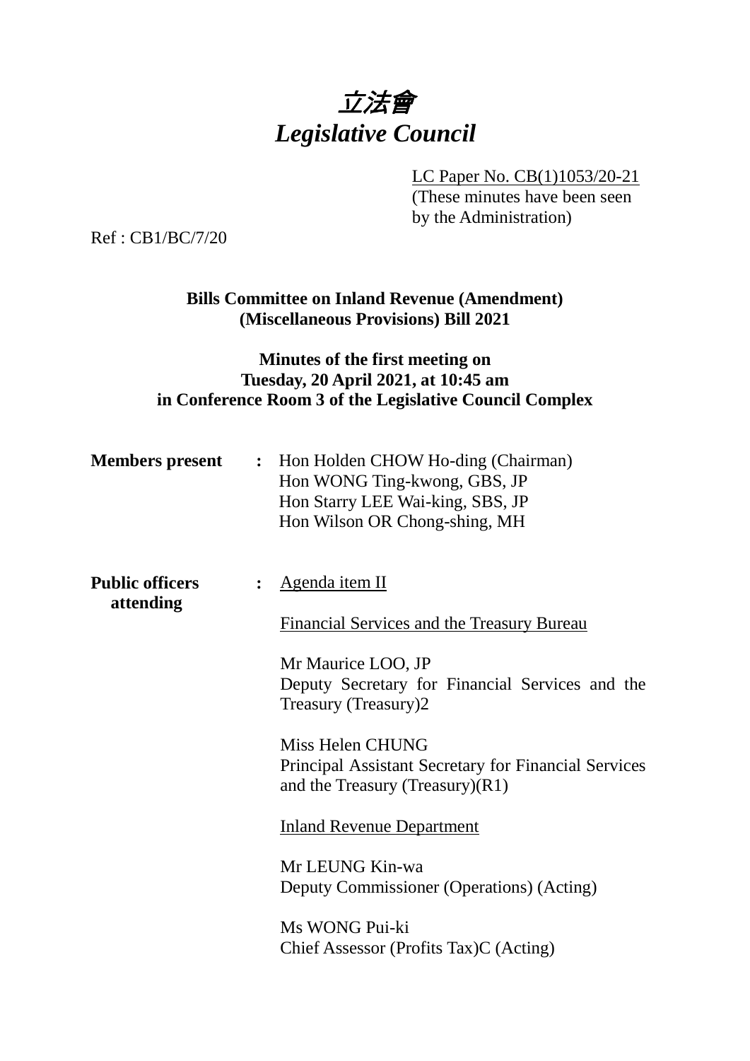# *立法會*
# *Legislative Council*

<u>LC Paper No. CB(1)1053/20-21</u>
(These minutes have been seen by the Administration)

Ref : CB1/BC/7/20

**Bills Committee on Inland Revenue (Amendment) (Miscellaneous Provisions) Bill 2021**

**Minutes of the first meeting on Tuesday, 20 April 2021, at 10:45 am in Conference Room 3 of the Legislative Council Complex**

**Members present** : Hon Holden CHOW Ho-ding (Chairman)
Hon WONG Ting-kwong, GBS, JP
Hon Starry LEE Wai-king, SBS, JP
Hon Wilson OR Chong-shing, MH

**Public officers attending** : <u>Agenda item II</u>

<u>Financial Services and the Treasury Bureau</u>

Mr Maurice LOO, JP
Deputy Secretary for Financial Services and the Treasury (Treasury)2

Miss Helen CHUNG
Principal Assistant Secretary for Financial Services and the Treasury (Treasury)(R1)

<u>Inland Revenue Department</u>

Mr LEUNG Kin-wa
Deputy Commissioner (Operations) (Acting)

Ms WONG Pui-ki
Chief Assessor (Profits Tax)C (Acting)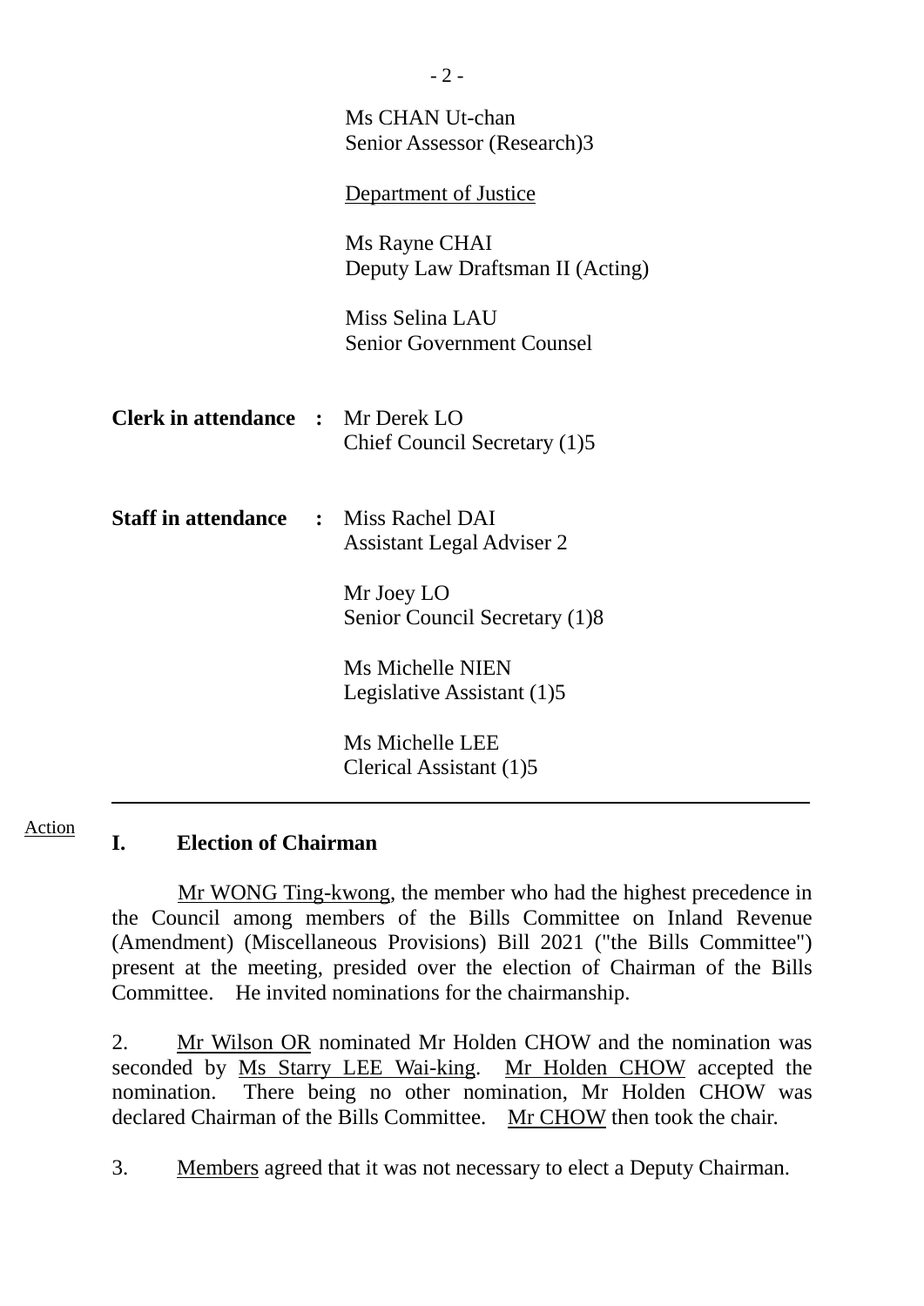Ms CHAN Ut-chan
Senior Assessor (Research)3

Department of Justice

Ms Rayne CHAI
Deputy Law Draftsman II (Acting)

Miss Selina LAU
Senior Government Counsel

**Clerk in attendance :** Mr Derek LO
Chief Council Secretary (1)5

**Staff in attendance :** Miss Rachel DAI
Assistant Legal Adviser 2

Mr Joey LO
Senior Council Secretary (1)8

Ms Michelle NIEN
Legislative Assistant (1)5

Ms Michelle LEE
Clerical Assistant (1)5

---

Action

## I. Election of Chairman

Mr WONG Ting-kwong, the member who had the highest precedence in the Council among members of the Bills Committee on Inland Revenue (Amendment) (Miscellaneous Provisions) Bill 2021 ("the Bills Committee") present at the meeting, presided over the election of Chairman of the Bills Committee. He invited nominations for the chairmanship.

2. Mr Wilson OR nominated Mr Holden CHOW and the nomination was seconded by Ms Starry LEE Wai-king. Mr Holden CHOW accepted the nomination. There being no other nomination, Mr Holden CHOW was declared Chairman of the Bills Committee. Mr CHOW then took the chair.

3. Members agreed that it was not necessary to elect a Deputy Chairman.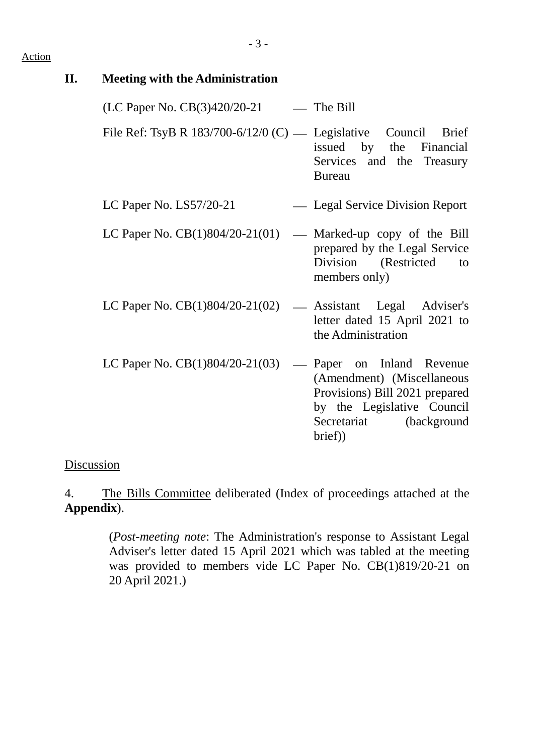Action

## II. Meeting with the Administration

| | | |
|---|---|---|
| (LC Paper No. CB(3)420/20-21 | — | The Bill |
| File Ref: TsyB R 183/700-6/12/0 (C) | — | Legislative Council Brief issued by the Financial Services and the Treasury Bureau |
| LC Paper No. LS57/20-21 | — | Legal Service Division Report |
| LC Paper No. CB(1)804/20-21(01) | — | Marked-up copy of the Bill prepared by the Legal Service Division (Restricted to members only) |
| LC Paper No. CB(1)804/20-21(02) | — | Assistant Legal Adviser's letter dated 15 April 2021 to the Administration |
| LC Paper No. CB(1)804/20-21(03) | — | Paper on Inland Revenue (Amendment) (Miscellaneous Provisions) Bill 2021 prepared by the Legislative Council Secretariat (background brief)) |

Discussion

4. The Bills Committee deliberated (Index of proceedings attached at the **Appendix**).

> (*Post-meeting note*: The Administration's response to Assistant Legal Adviser's letter dated 15 April 2021 which was tabled at the meeting was provided to members vide LC Paper No. CB(1)819/20-21 on 20 April 2021.)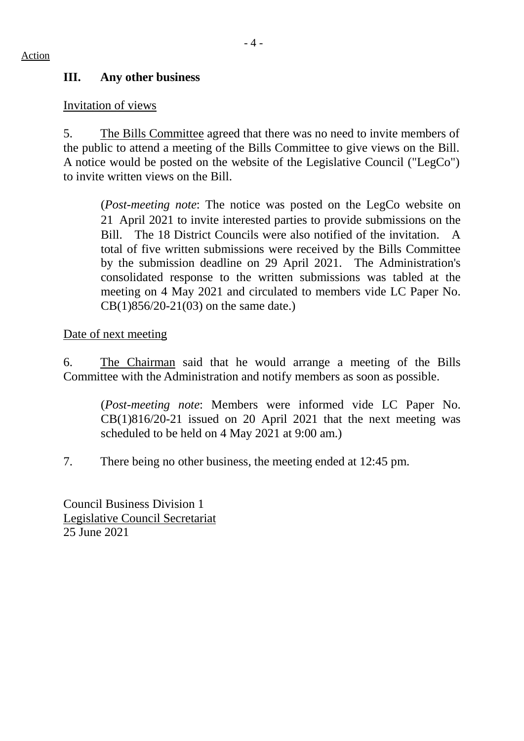Action

### III. Any other business

Invitation of views

5. The Bills Committee agreed that there was no need to invite members of the public to attend a meeting of the Bills Committee to give views on the Bill. A notice would be posted on the website of the Legislative Council ("LegCo") to invite written views on the Bill.

> (*Post-meeting note*: The notice was posted on the LegCo website on 21 April 2021 to invite interested parties to provide submissions on the Bill. The 18 District Councils were also notified of the invitation. A total of five written submissions were received by the Bills Committee by the submission deadline on 29 April 2021. The Administration's consolidated response to the written submissions was tabled at the meeting on 4 May 2021 and circulated to members vide LC Paper No. CB(1)856/20-21(03) on the same date.)

Date of next meeting

6. The Chairman said that he would arrange a meeting of the Bills Committee with the Administration and notify members as soon as possible.

> (*Post-meeting note*: Members were informed vide LC Paper No. CB(1)816/20-21 issued on 20 April 2021 that the next meeting was scheduled to be held on 4 May 2021 at 9:00 am.)

7. There being no other business, the meeting ended at 12:45 pm.

Council Business Division 1
Legislative Council Secretariat
25 June 2021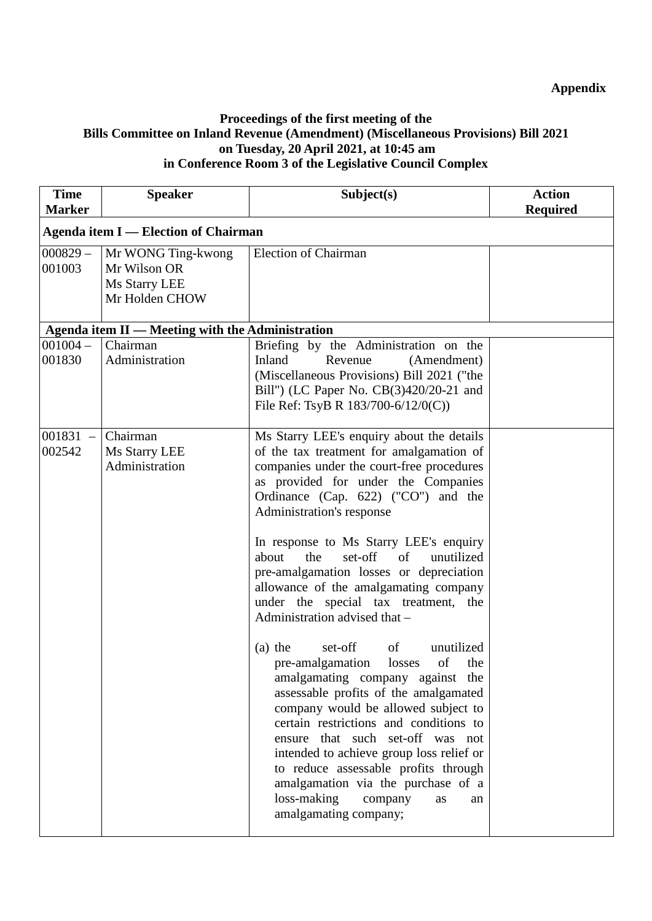**Appendix**

**Proceedings of the first meeting of the**
**Bills Committee on Inland Revenue (Amendment) (Miscellaneous Provisions) Bill 2021**
**on Tuesday, 20 April 2021, at 10:45 am**
**in Conference Room 3 of the Legislative Council Complex**

| Time Marker | Speaker | Subject(s) | Action Required |
|---|---|---|---|
| **Agenda item I — Election of Chairman** | | | |
| 000829 – 001003 | Mr WONG Ting-kwong<br>Mr Wilson OR<br>Ms Starry LEE<br>Mr Holden CHOW | Election of Chairman | |
| **Agenda item II — Meeting with the Administration** | | | |
| 001004 – 001830 | Chairman<br>Administration | Briefing by the Administration on the Inland Revenue (Amendment) (Miscellaneous Provisions) Bill 2021 ("the Bill") (LC Paper No. CB(3)420/20-21 and File Ref: TsyB R 183/700-6/12/0(C)) | |
| 001831 – 002542 | Chairman<br>Ms Starry LEE<br>Administration | Ms Starry LEE's enquiry about the details of the tax treatment for amalgamation of companies under the court-free procedures as provided for under the Companies Ordinance (Cap. 622) ("CO") and the Administration's response<br><br>In response to Ms Starry LEE's enquiry about the set-off of unutilized pre-amalgamation losses or depreciation allowance of the amalgamating company under the special tax treatment, the Administration advised that –<br><br>(a) the set-off of unutilized pre-amalgamation losses of the amalgamating company against the assessable profits of the amalgamated company would be allowed subject to certain restrictions and conditions to ensure that such set-off was not intended to achieve group loss relief or to reduce assessable profits through amalgamation via the purchase of a loss-making company as an amalgamating company; | |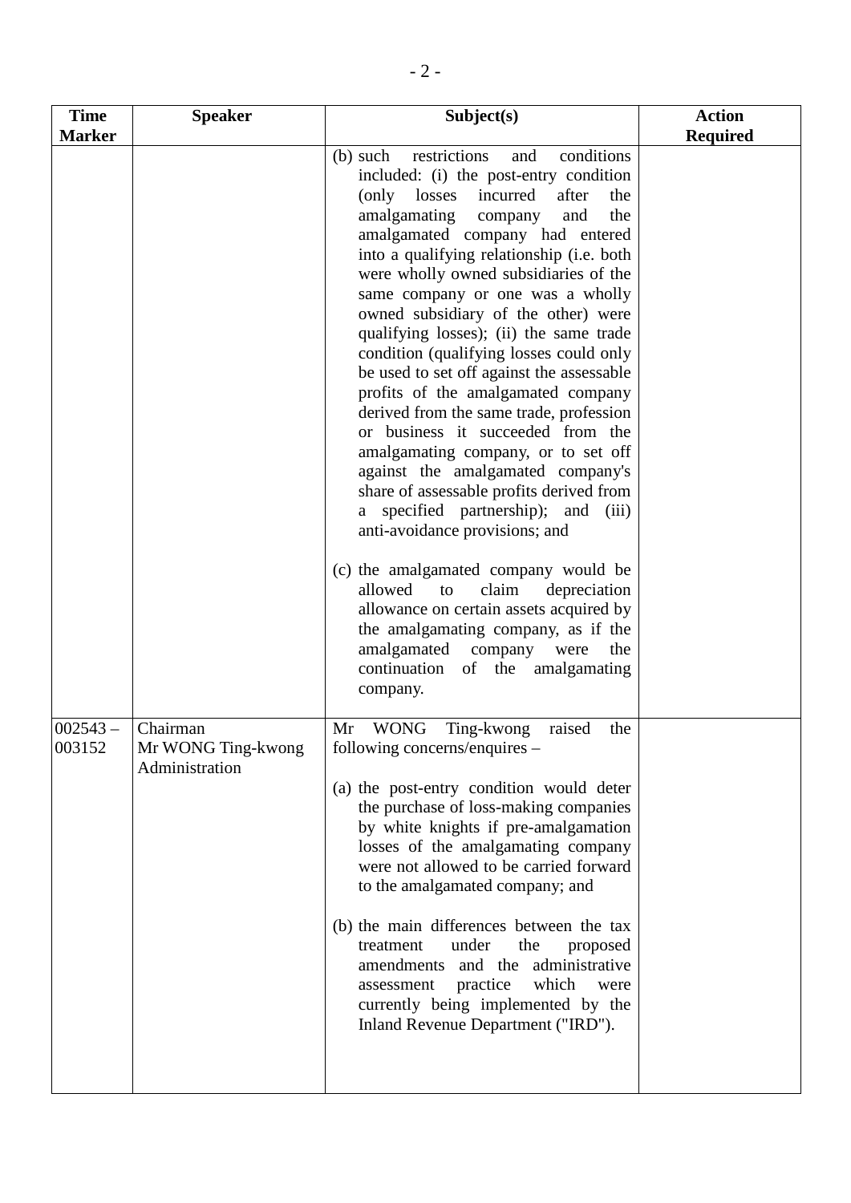| Time Marker | Speaker | Subject(s) | Action Required |
|---|---|---|---|
| | | (b) such restrictions and conditions included: (i) the post-entry condition (only losses incurred after the amalgamating company and the amalgamated company had entered into a qualifying relationship (i.e. both were wholly owned subsidiaries of the same company or one was a wholly owned subsidiary of the other) were qualifying losses); (ii) the same trade condition (qualifying losses could only be used to set off against the assessable profits of the amalgamated company derived from the same trade, profession or business it succeeded from the amalgamating company, or to set off against the amalgamated company's share of assessable profits derived from a specified partnership); and (iii) anti-avoidance provisions; and<br><br>(c) the amalgamated company would be allowed to claim depreciation allowance on certain assets acquired by the amalgamating company, as if the amalgamated company were the continuation of the amalgamating company. | |
| 002543 – 003152 | Chairman<br>Mr WONG Ting-kwong<br>Administration | Mr WONG Ting-kwong raised the following concerns/enquires –<br><br>(a) the post-entry condition would deter the purchase of loss-making companies by white knights if pre-amalgamation losses of the amalgamating company were not allowed to be carried forward to the amalgamated company; and<br><br>(b) the main differences between the tax treatment under the proposed amendments and the administrative assessment practice which were currently being implemented by the Inland Revenue Department ("IRD"). | |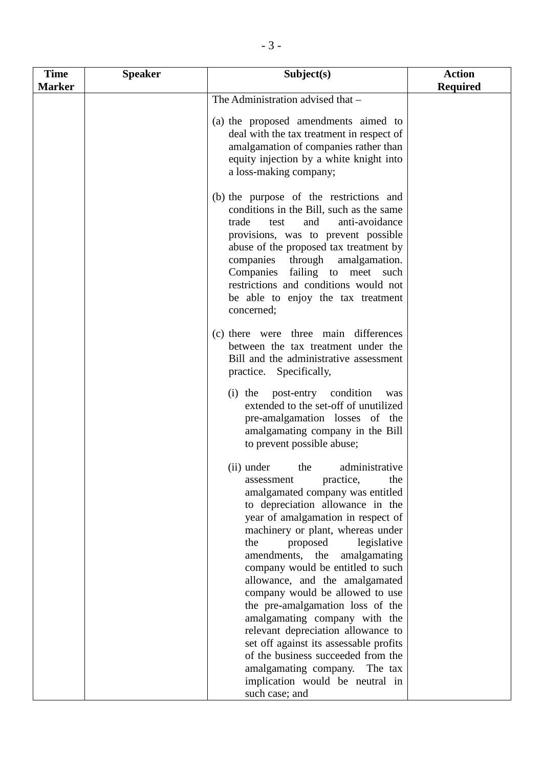| Time Marker | Speaker | Subject(s) | Action Required |
|---|---|---|---|
| | | The Administration advised that –<br><br>(a) the proposed amendments aimed to deal with the tax treatment in respect of amalgamation of companies rather than equity injection by a white knight into a loss-making company;<br><br>(b) the purpose of the restrictions and conditions in the Bill, such as the same trade test and anti-avoidance provisions, was to prevent possible abuse of the proposed tax treatment by companies through amalgamation. Companies failing to meet such restrictions and conditions would not be able to enjoy the tax treatment concerned;<br><br>(c) there were three main differences between the tax treatment under the Bill and the administrative assessment practice. Specifically,<br><br>(i) the post-entry condition was extended to the set-off of unutilized pre-amalgamation losses of the amalgamating company in the Bill to prevent possible abuse;<br><br>(ii) under the administrative assessment practice, the amalgamated company was entitled to depreciation allowance in the year of amalgamation in respect of machinery or plant, whereas under the proposed legislative amendments, the amalgamating company would be entitled to such allowance, and the amalgamated company would be allowed to use the pre-amalgamation loss of the amalgamating company with the relevant depreciation allowance to set off against its assessable profits of the business succeeded from the amalgamating company. The tax implication would be neutral in such case; and | |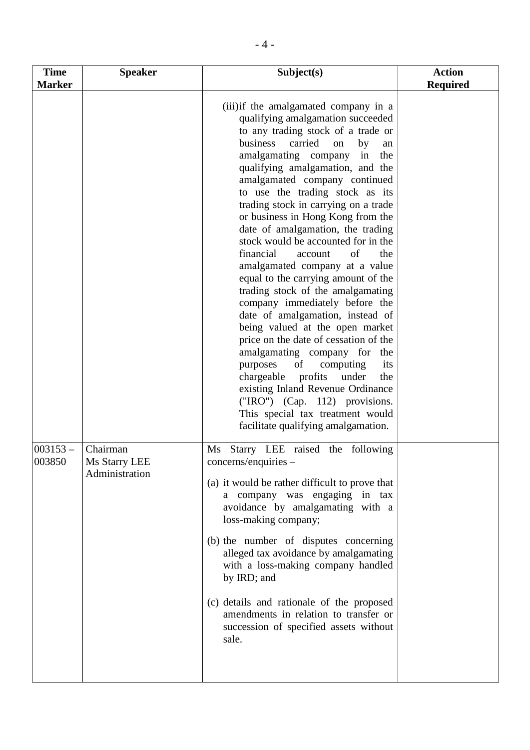| Time Marker | Speaker | Subject(s) | Action Required |
|---|---|---|---|
| | | (iii) if the amalgamated company in a qualifying amalgamation succeeded to any trading stock of a trade or business carried on by an amalgamating company in the qualifying amalgamation, and the amalgamated company continued to use the trading stock as its trading stock in carrying on a trade or business in Hong Kong from the date of amalgamation, the trading stock would be accounted for in the financial account of the amalgamated company at a value equal to the carrying amount of the trading stock of the amalgamating company immediately before the date of amalgamation, instead of being valued at the open market price on the date of cessation of the amalgamating company for the purposes of computing its chargeable profits under the existing Inland Revenue Ordinance ("IRO") (Cap. 112) provisions. This special tax treatment would facilitate qualifying amalgamation. | |
| 003153 – 003850 | Chairman<br>Ms Starry LEE<br>Administration | Ms Starry LEE raised the following concerns/enquiries –<br><br>(a) it would be rather difficult to prove that a company was engaging in tax avoidance by amalgamating with a loss-making company;<br><br>(b) the number of disputes concerning alleged tax avoidance by amalgamating with a loss-making company handled by IRD; and<br><br>(c) details and rationale of the proposed amendments in relation to transfer or succession of specified assets without sale. | |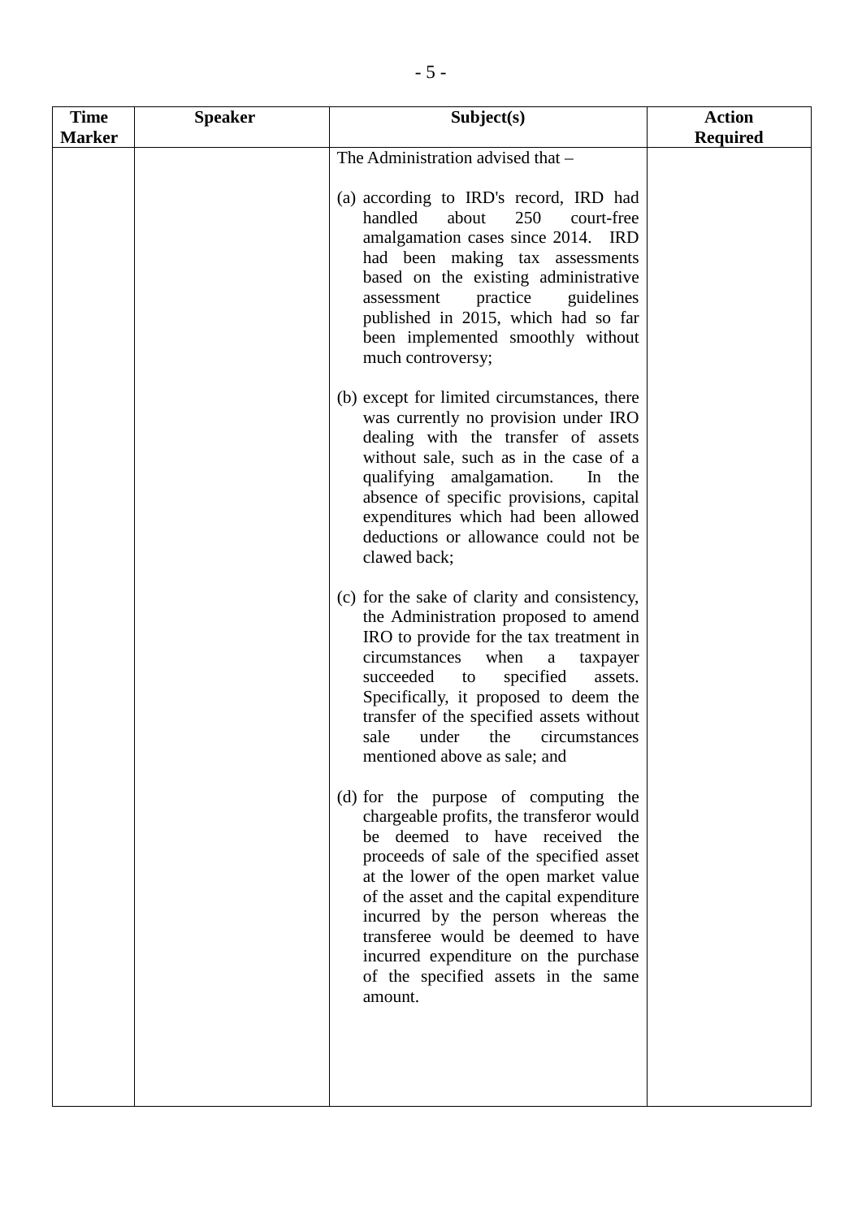| Time Marker | Speaker | Subject(s) | Action Required |
|---|---|---|---|
| | | The Administration advised that –<br><br>(a) according to IRD's record, IRD had handled about 250 court-free amalgamation cases since 2014. IRD had been making tax assessments based on the existing administrative assessment practice guidelines published in 2015, which had so far been implemented smoothly without much controversy;<br><br>(b) except for limited circumstances, there was currently no provision under IRO dealing with the transfer of assets without sale, such as in the case of a qualifying amalgamation. In the absence of specific provisions, capital expenditures which had been allowed deductions or allowance could not be clawed back;<br><br>(c) for the sake of clarity and consistency, the Administration proposed to amend IRO to provide for the tax treatment in circumstances when a taxpayer succeeded to specified assets. Specifically, it proposed to deem the transfer of the specified assets without sale under the circumstances mentioned above as sale; and<br><br>(d) for the purpose of computing the chargeable profits, the transferor would be deemed to have received the proceeds of sale of the specified asset at the lower of the open market value of the asset and the capital expenditure incurred by the person whereas the transferee would be deemed to have incurred expenditure on the purchase of the specified assets in the same amount. | |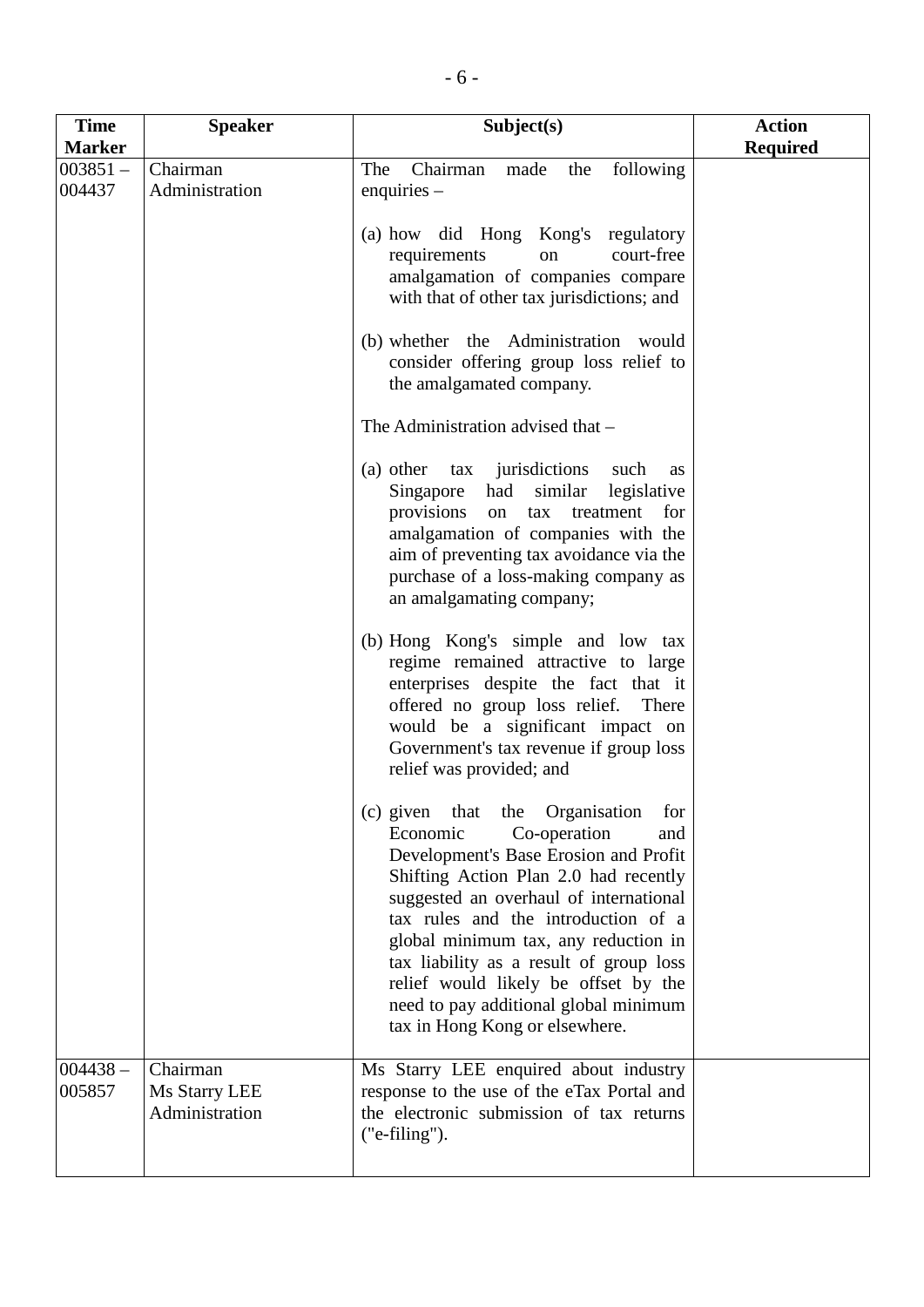| Time Marker | Speaker | Subject(s) | Action Required |
|---|---|---|---|
| 003851 – 004437 | Chairman<br>Administration | The Chairman made the following enquiries –<br><br>(a) how did Hong Kong's regulatory requirements on court-free amalgamation of companies compare with that of other tax jurisdictions; and<br><br>(b) whether the Administration would consider offering group loss relief to the amalgamated company.<br><br>The Administration advised that –<br><br>(a) other tax jurisdictions such as Singapore had similar legislative provisions on tax treatment for amalgamation of companies with the aim of preventing tax avoidance via the purchase of a loss-making company as an amalgamating company;<br><br>(b) Hong Kong's simple and low tax regime remained attractive to large enterprises despite the fact that it offered no group loss relief. There would be a significant impact on Government's tax revenue if group loss relief was provided; and<br><br>(c) given that the Organisation for Economic Co-operation and Development's Base Erosion and Profit Shifting Action Plan 2.0 had recently suggested an overhaul of international tax rules and the introduction of a global minimum tax, any reduction in tax liability as a result of group loss relief would likely be offset by the need to pay additional global minimum tax in Hong Kong or elsewhere. | |
| 004438 – 005857 | Chairman<br>Ms Starry LEE<br>Administration | Ms Starry LEE enquired about industry response to the use of the eTax Portal and the electronic submission of tax returns ("e-filing"). | |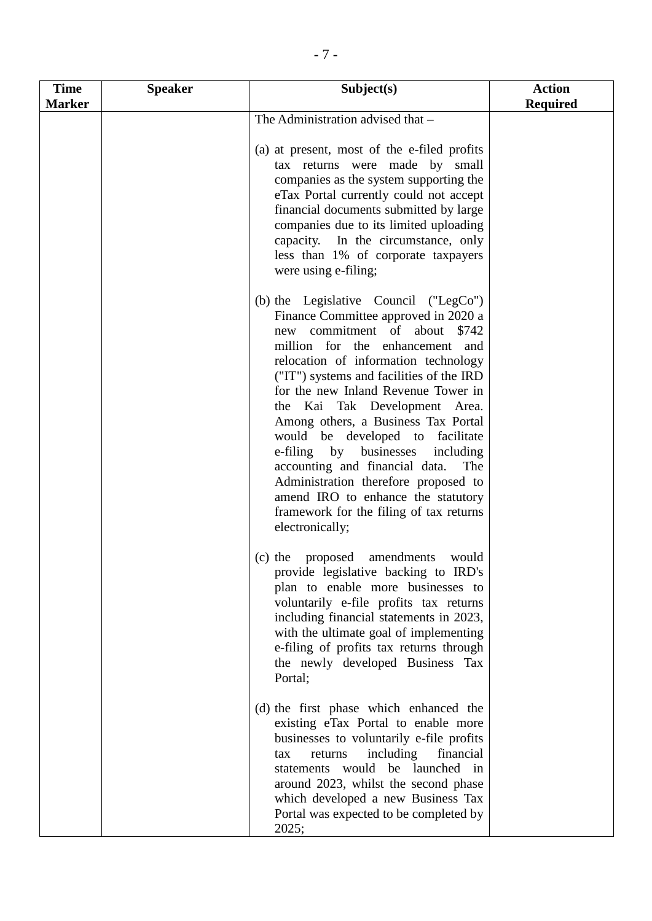| Time Marker | Speaker | Subject(s) | Action Required |
|---|---|---|---|
| | | The Administration advised that –<br><br>(a) at present, most of the e-filed profits tax returns were made by small companies as the system supporting the eTax Portal currently could not accept financial documents submitted by large companies due to its limited uploading capacity. In the circumstance, only less than 1% of corporate taxpayers were using e-filing;<br><br>(b) the Legislative Council ("LegCo") Finance Committee approved in 2020 a new commitment of about $742 million for the enhancement and relocation of information technology ("IT") systems and facilities of the IRD for the new Inland Revenue Tower in the Kai Tak Development Area. Among others, a Business Tax Portal would be developed to facilitate e-filing by businesses including accounting and financial data. The Administration therefore proposed to amend IRO to enhance the statutory framework for the filing of tax returns electronically;<br><br>(c) the proposed amendments would provide legislative backing to IRD's plan to enable more businesses to voluntarily e-file profits tax returns including financial statements in 2023, with the ultimate goal of implementing e-filing of profits tax returns through the newly developed Business Tax Portal;<br><br>(d) the first phase which enhanced the existing eTax Portal to enable more businesses to voluntarily e-file profits tax returns including financial statements would be launched in around 2023, whilst the second phase which developed a new Business Tax Portal was expected to be completed by 2025; | |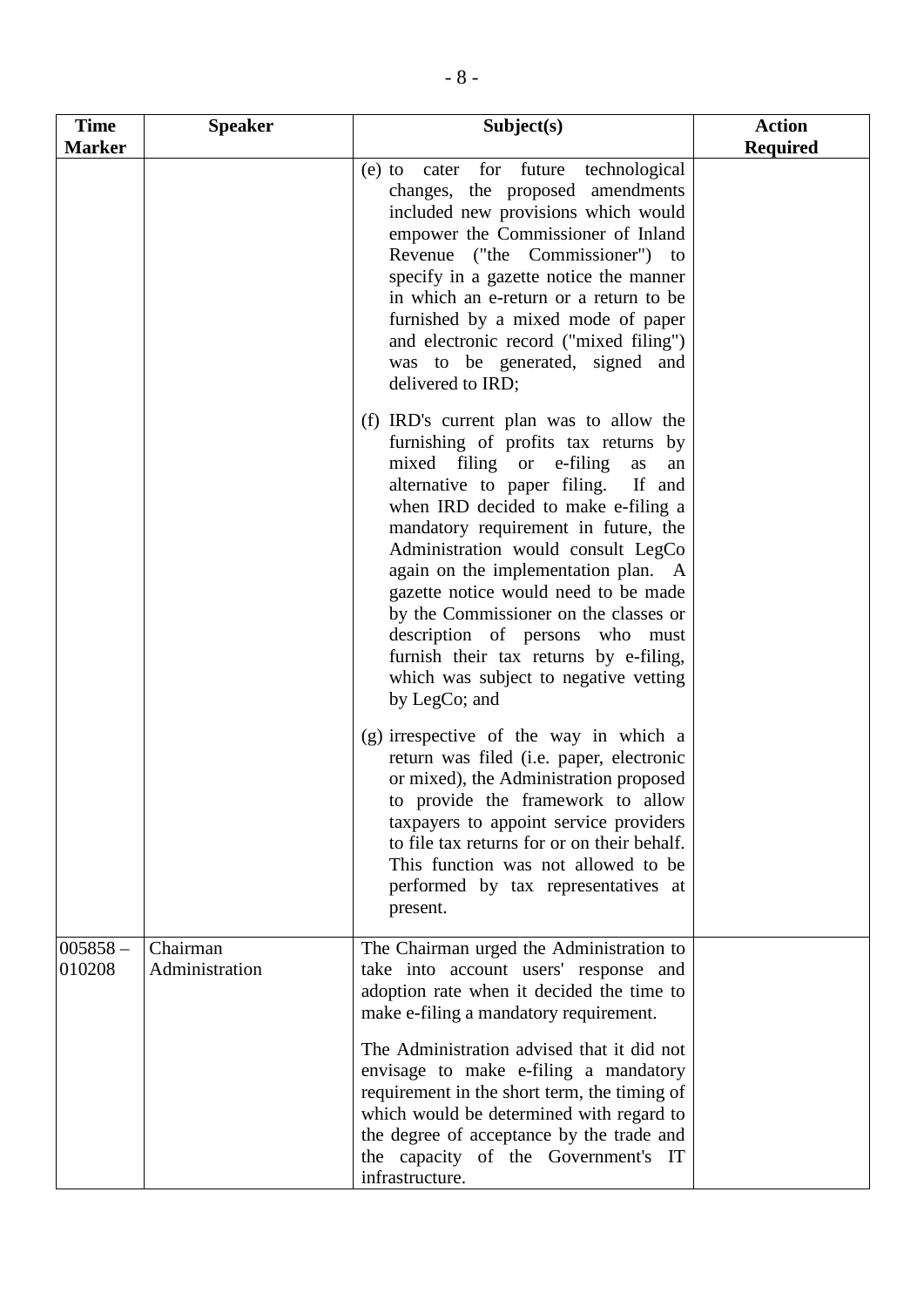| Time Marker | Speaker | Subject(s) | Action Required |
|---|---|---|---|
| | | (e) to cater for future technological changes, the proposed amendments included new provisions which would empower the Commissioner of Inland Revenue ("the Commissioner") to specify in a gazette notice the manner in which an e-return or a return to be furnished by a mixed mode of paper and electronic record ("mixed filing") was to be generated, signed and delivered to IRD;<br><br>(f) IRD's current plan was to allow the furnishing of profits tax returns by mixed filing or e-filing as an alternative to paper filing. If and when IRD decided to make e-filing a mandatory requirement in future, the Administration would consult LegCo again on the implementation plan. A gazette notice would need to be made by the Commissioner on the classes or description of persons who must furnish their tax returns by e-filing, which was subject to negative vetting by LegCo; and<br><br>(g) irrespective of the way in which a return was filed (i.e. paper, electronic or mixed), the Administration proposed to provide the framework to allow taxpayers to appoint service providers to file tax returns for or on their behalf. This function was not allowed to be performed by tax representatives at present. | |
| 005858 – 010208 | Chairman<br>Administration | The Chairman urged the Administration to take into account users' response and adoption rate when it decided the time to make e-filing a mandatory requirement.<br><br>The Administration advised that it did not envisage to make e-filing a mandatory requirement in the short term, the timing of which would be determined with regard to the degree of acceptance by the trade and the capacity of the Government's IT infrastructure. | |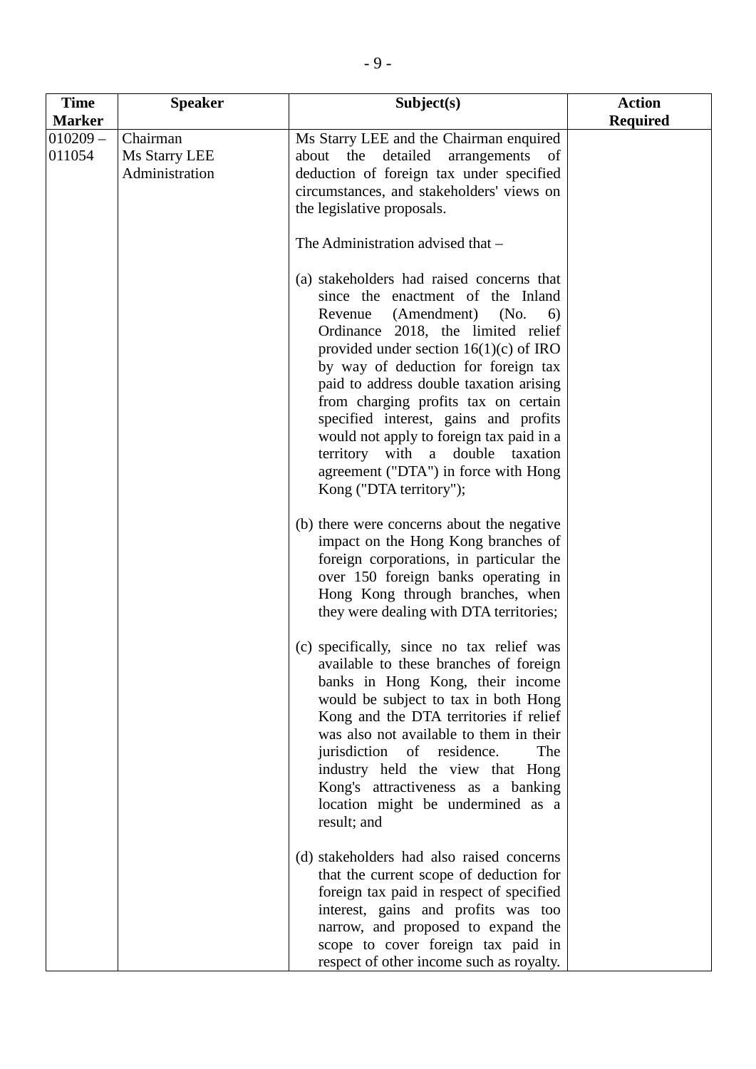| Time Marker | Speaker | Subject(s) | Action Required |
|---|---|---|---|
| 010209 – 011054 | Chairman<br>Ms Starry LEE<br>Administration | Ms Starry LEE and the Chairman enquired about the detailed arrangements of deduction of foreign tax under specified circumstances, and stakeholders' views on the legislative proposals.<br><br>The Administration advised that –<br><br>(a) stakeholders had raised concerns that since the enactment of the Inland Revenue (Amendment) (No. 6) Ordinance 2018, the limited relief provided under section 16(1)(c) of IRO by way of deduction for foreign tax paid to address double taxation arising from charging profits tax on certain specified interest, gains and profits would not apply to foreign tax paid in a territory with a double taxation agreement ("DTA") in force with Hong Kong ("DTA territory");<br><br>(b) there were concerns about the negative impact on the Hong Kong branches of foreign corporations, in particular the over 150 foreign banks operating in Hong Kong through branches, when they were dealing with DTA territories;<br><br>(c) specifically, since no tax relief was available to these branches of foreign banks in Hong Kong, their income would be subject to tax in both Hong Kong and the DTA territories if relief was also not available to them in their jurisdiction of residence. The industry held the view that Hong Kong's attractiveness as a banking location might be undermined as a result; and<br><br>(d) stakeholders had also raised concerns that the current scope of deduction for foreign tax paid in respect of specified interest, gains and profits was too narrow, and proposed to expand the scope to cover foreign tax paid in respect of other income such as royalty. | |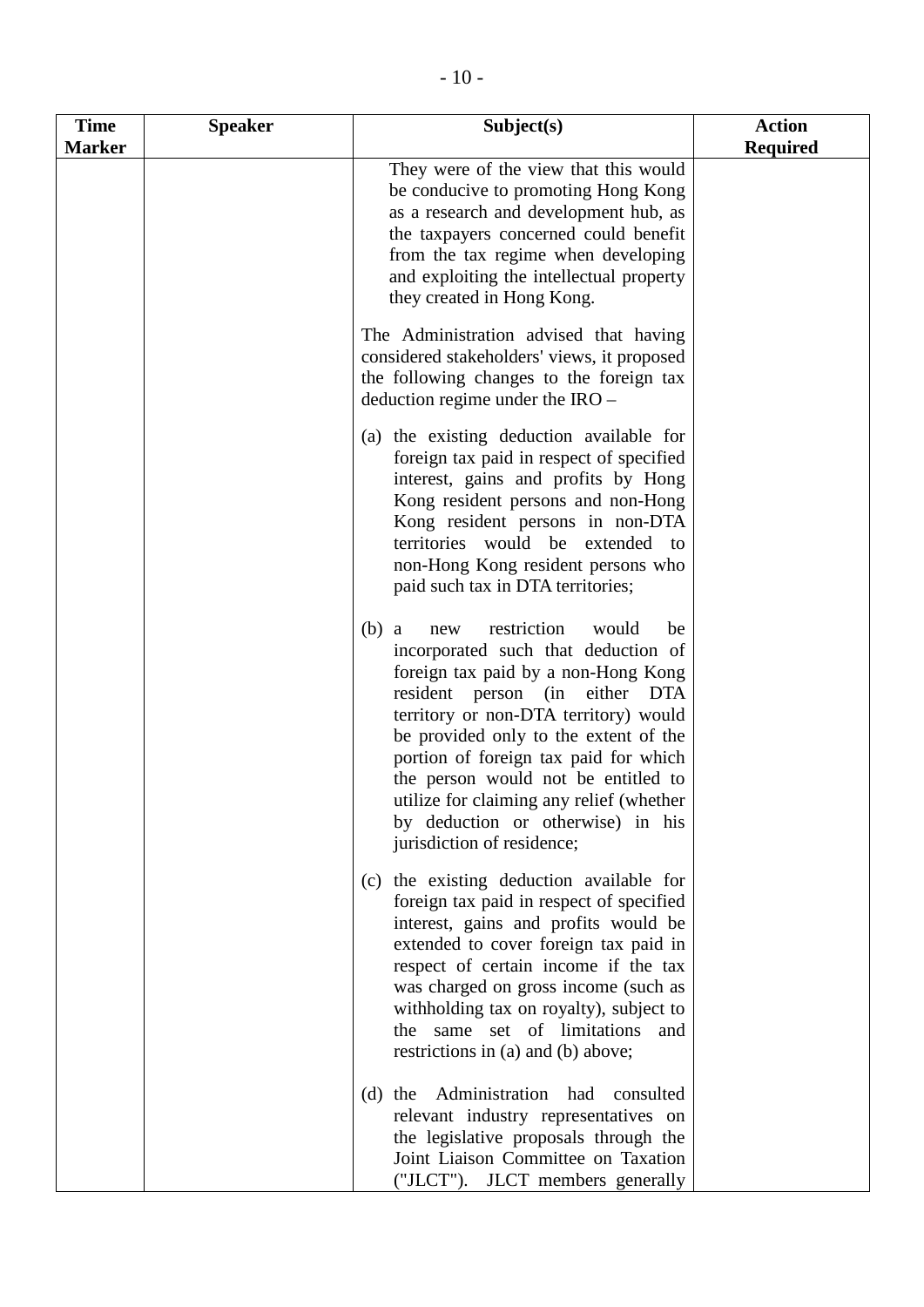| Time Marker | Speaker | Subject(s) | Action Required |
|---|---|---|---|
| | | They were of the view that this would be conducive to promoting Hong Kong as a research and development hub, as the taxpayers concerned could benefit from the tax regime when developing and exploiting the intellectual property they created in Hong Kong.<br><br>The Administration advised that having considered stakeholders' views, it proposed the following changes to the foreign tax deduction regime under the IRO –<br><br>(a) the existing deduction available for foreign tax paid in respect of specified interest, gains and profits by Hong Kong resident persons and non-Hong Kong resident persons in non-DTA territories would be extended to non-Hong Kong resident persons who paid such tax in DTA territories;<br><br>(b) a new restriction would be incorporated such that deduction of foreign tax paid by a non-Hong Kong resident person (in either DTA territory or non-DTA territory) would be provided only to the extent of the portion of foreign tax paid for which the person would not be entitled to utilize for claiming any relief (whether by deduction or otherwise) in his jurisdiction of residence;<br><br>(c) the existing deduction available for foreign tax paid in respect of specified interest, gains and profits would be extended to cover foreign tax paid in respect of certain income if the tax was charged on gross income (such as withholding tax on royalty), subject to the same set of limitations and restrictions in (a) and (b) above;<br><br>(d) the Administration had consulted relevant industry representatives on the legislative proposals through the Joint Liaison Committee on Taxation ("JLCT"). JLCT members generally | |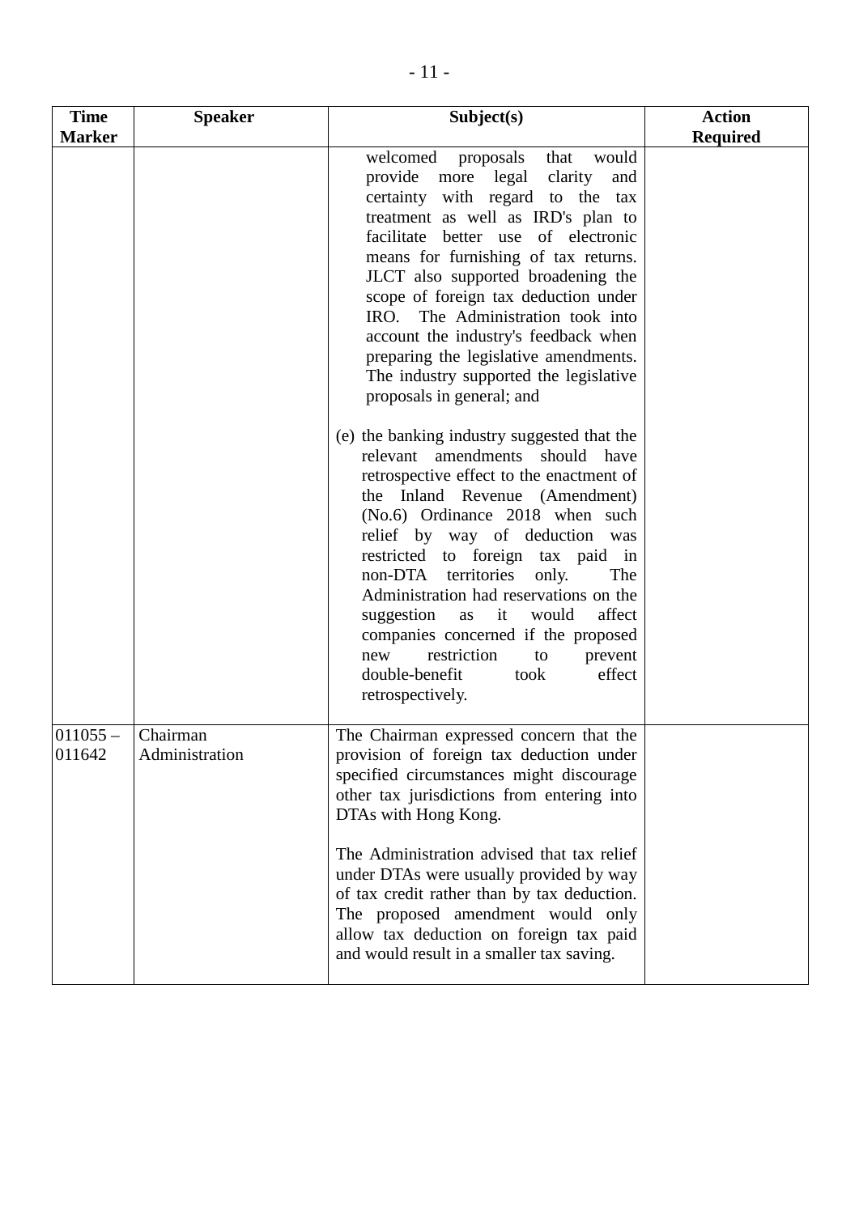| Time Marker | Speaker | Subject(s) | Action Required |
|---|---|---|---|
| | | welcomed proposals that would provide more legal clarity and certainty with regard to the tax treatment as well as IRD's plan to facilitate better use of electronic means for furnishing of tax returns. JLCT also supported broadening the scope of foreign tax deduction under IRO. The Administration took into account the industry's feedback when preparing the legislative amendments. The industry supported the legislative proposals in general; and<br><br>(e) the banking industry suggested that the relevant amendments should have retrospective effect to the enactment of the Inland Revenue (Amendment) (No.6) Ordinance 2018 when such relief by way of deduction was restricted to foreign tax paid in non-DTA territories only. The Administration had reservations on the suggestion as it would affect companies concerned if the proposed new restriction to prevent double-benefit took effect retrospectively. | |
| 011055 – 011642 | Chairman<br>Administration | The Chairman expressed concern that the provision of foreign tax deduction under specified circumstances might discourage other tax jurisdictions from entering into DTAs with Hong Kong.<br><br>The Administration advised that tax relief under DTAs were usually provided by way of tax credit rather than by tax deduction. The proposed amendment would only allow tax deduction on foreign tax paid and would result in a smaller tax saving. | |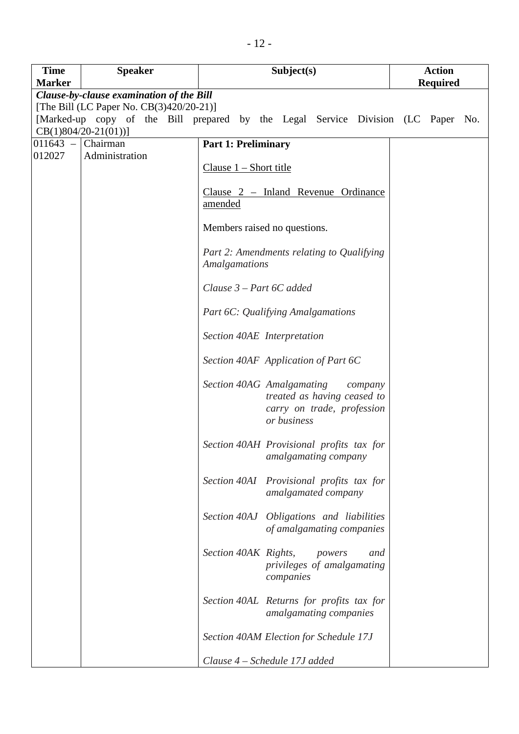| Time Marker | Speaker | Subject(s) | Action Required |
|---|---|---|---|
| ***Clause-by-clause examination of the Bill***<br>[The Bill (LC Paper No. CB(3)420/20-21)]<br>[Marked-up copy of the Bill prepared by the Legal Service Division (LC Paper No. CB(1)804/20-21(01))] | | | |
| 011643 – 012027 | Chairman<br>Administration | **Part 1: Preliminary**<br><br>Clause 1 – Short title<br><br>Clause 2 – Inland Revenue Ordinance amended<br><br>Members raised no questions.<br><br>*Part 2: Amendments relating to Qualifying Amalgamations*<br><br>*Clause 3 – Part 6C added*<br><br>*Part 6C: Qualifying Amalgamations*<br><br>*Section 40AE Interpretation*<br><br>*Section 40AF Application of Part 6C*<br><br>*Section 40AG Amalgamating company treated as having ceased to carry on trade, profession or business*<br><br>*Section 40AH Provisional profits tax for amalgamating company*<br><br>*Section 40AI Provisional profits tax for amalgamated company*<br><br>*Section 40AJ Obligations and liabilities of amalgamating companies*<br><br>*Section 40AK Rights, powers and privileges of amalgamating companies*<br><br>*Section 40AL Returns for profits tax for amalgamating companies*<br><br>*Section 40AM Election for Schedule 17J*<br><br>*Clause 4 – Schedule 17J added* | |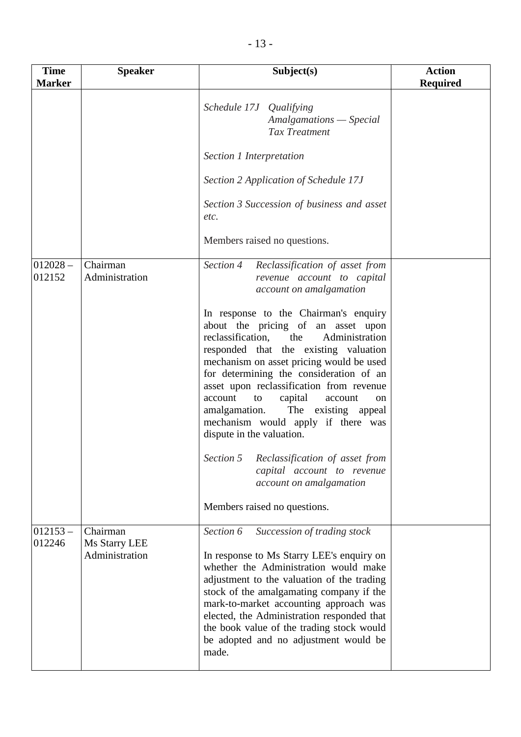| Time Marker | Speaker | Subject(s) | Action Required |
|---|---|---|---|
| | | *Schedule 17J Qualifying Amalgamations — Special Tax Treatment*<br><br>*Section 1 Interpretation*<br><br>*Section 2 Application of Schedule 17J*<br><br>*Section 3 Succession of business and asset etc.*<br><br>Members raised no questions. | |
| 012028 – 012152 | Chairman<br>Administration | *Section 4 Reclassification of asset from revenue account to capital account on amalgamation*<br><br>In response to the Chairman's enquiry about the pricing of an asset upon reclassification, the Administration responded that the existing valuation mechanism on asset pricing would be used for determining the consideration of an asset upon reclassification from revenue account to capital account on amalgamation. The existing appeal mechanism would apply if there was dispute in the valuation.<br><br>*Section 5 Reclassification of asset from capital account to revenue account on amalgamation*<br><br>Members raised no questions. | |
| 012153 – 012246 | Chairman<br>Ms Starry LEE<br>Administration | *Section 6 Succession of trading stock*<br><br>In response to Ms Starry LEE's enquiry on whether the Administration would make adjustment to the valuation of the trading stock of the amalgamating company if the mark-to-market accounting approach was elected, the Administration responded that the book value of the trading stock would be adopted and no adjustment would be made. | |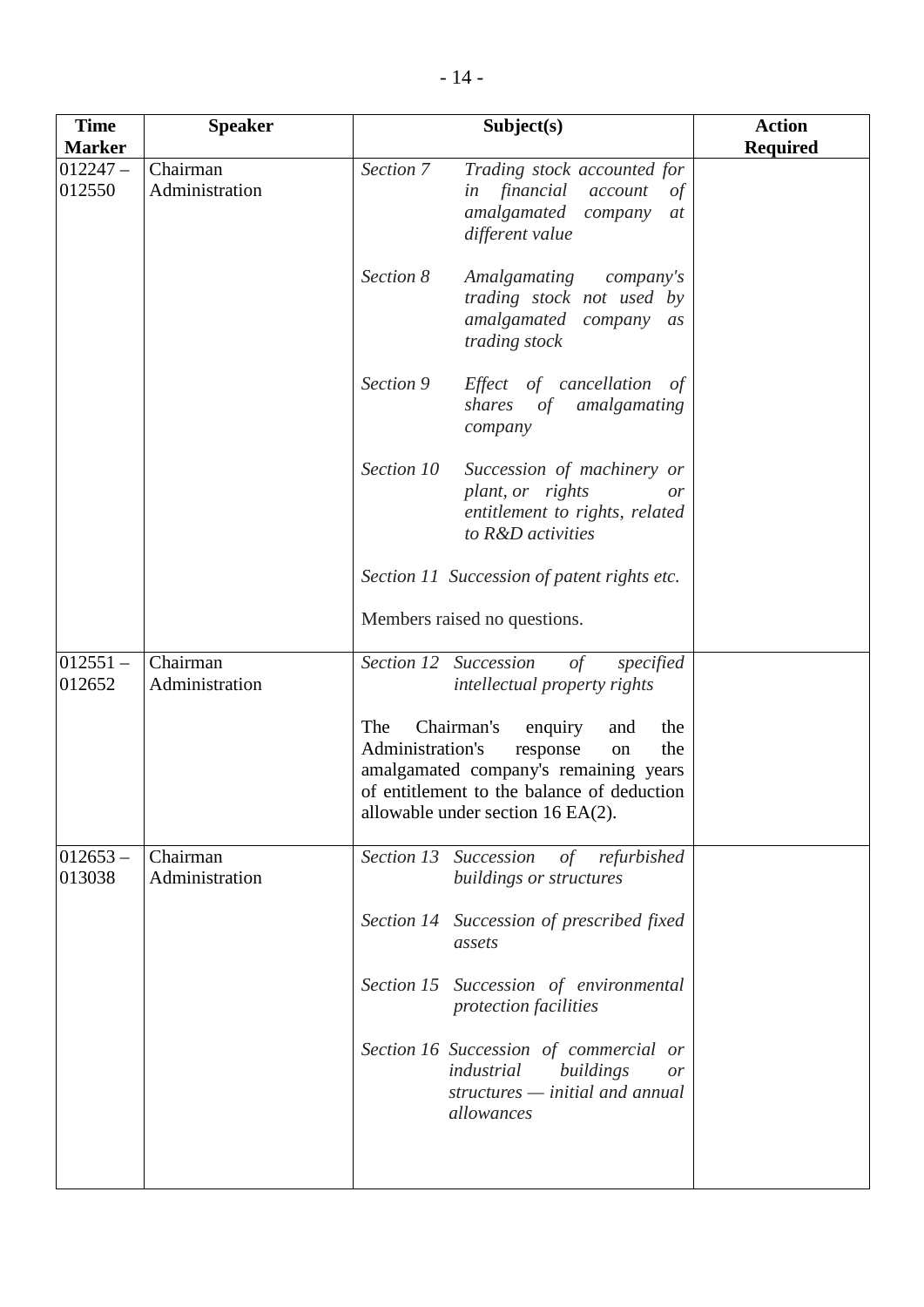| Time Marker | Speaker | Subject(s) | Action Required |
|---|---|---|---|
| 012247 – 012550 | Chairman<br>Administration | *Section 7 Trading stock accounted for in financial account of amalgamated company at different value*<br><br>*Section 8 Amalgamating company's trading stock not used by amalgamated company as trading stock*<br><br>*Section 9 Effect of cancellation of shares of amalgamating company*<br><br>*Section 10 Succession of machinery or plant, or rights or entitlement to rights, related to R&D activities*<br><br>*Section 11 Succession of patent rights etc.*<br><br>Members raised no questions. | |
| 012551 – 012652 | Chairman<br>Administration | *Section 12 Succession of specified intellectual property rights*<br><br>The Chairman's enquiry and the Administration's response on the amalgamated company's remaining years of entitlement to the balance of deduction allowable under section 16 EA(2). | |
| 012653 – 013038 | Chairman<br>Administration | *Section 13 Succession of refurbished buildings or structures*<br><br>*Section 14 Succession of prescribed fixed assets*<br><br>*Section 15 Succession of environmental protection facilities*<br><br>*Section 16 Succession of commercial or industrial buildings or structures — initial and annual allowances* | |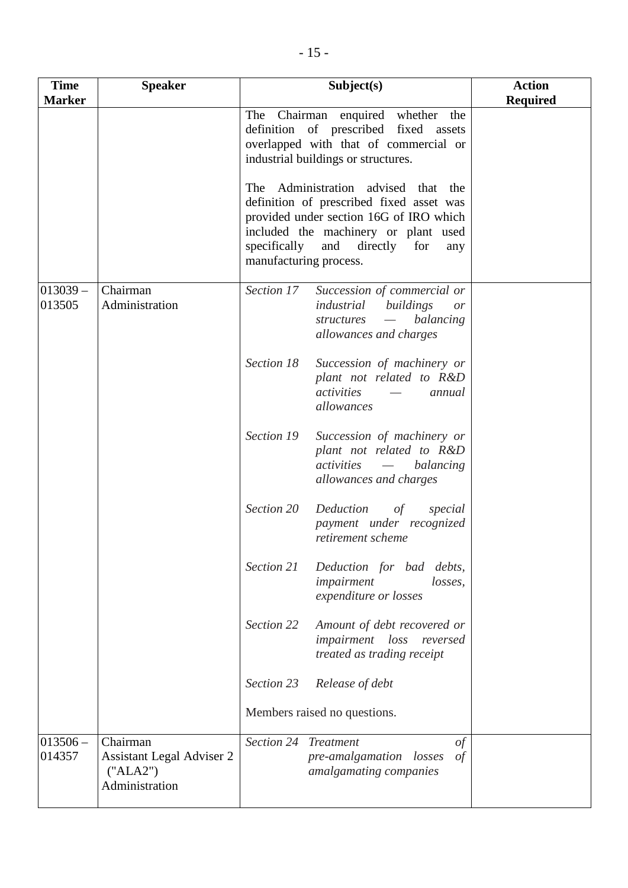| Time Marker | Speaker | Subject(s) | Action Required |
|---|---|---|---|
| | | The Chairman enquired whether the definition of prescribed fixed assets overlapped with that of commercial or industrial buildings or structures.<br><br>The Administration advised that the definition of prescribed fixed asset was provided under section 16G of IRO which included the machinery or plant used specifically and directly for any manufacturing process. | |
| 013039 – 013505 | Chairman<br>Administration | *Section 17* *Succession of commercial or industrial buildings or structures — balancing allowances and charges*<br><br>*Section 18* *Succession of machinery or plant not related to R&D activities — annual allowances*<br><br>*Section 19* *Succession of machinery or plant not related to R&D activities — balancing allowances and charges*<br><br>*Section 20* *Deduction of special payment under recognized retirement scheme*<br><br>*Section 21* *Deduction for bad debts, impairment losses, expenditure or losses*<br><br>*Section 22* *Amount of debt recovered or impairment loss reversed treated as trading receipt*<br><br>*Section 23* *Release of debt*<br><br>Members raised no questions. | |
| 013506 – 014357 | Chairman<br>Assistant Legal Adviser 2 ("ALA2")<br>Administration | *Section 24* *Treatment of pre-amalgamation losses of amalgamating companies* | |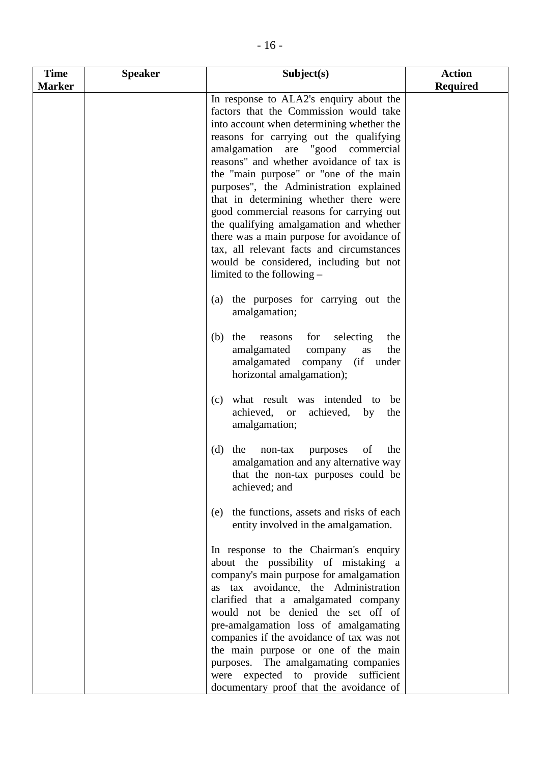| Time Marker | Speaker | Subject(s) | Action Required |
|---|---|---|---|
| | | In response to ALA2's enquiry about the factors that the Commission would take into account when determining whether the reasons for carrying out the qualifying amalgamation are "good commercial reasons" and whether avoidance of tax is the "main purpose" or "one of the main purposes", the Administration explained that in determining whether there were good commercial reasons for carrying out the qualifying amalgamation and whether there was a main purpose for avoidance of tax, all relevant facts and circumstances would be considered, including but not limited to the following –<br><br>(a) the purposes for carrying out the amalgamation;<br><br>(b) the reasons for selecting the amalgamated company as the amalgamated company (if under horizontal amalgamation);<br><br>(c) what result was intended to be achieved, or achieved, by the amalgamation;<br><br>(d) the non-tax purposes of the amalgamation and any alternative way that the non-tax purposes could be achieved; and<br><br>(e) the functions, assets and risks of each entity involved in the amalgamation.<br><br>In response to the Chairman's enquiry about the possibility of mistaking a company's main purpose for amalgamation as tax avoidance, the Administration clarified that a amalgamated company would not be denied the set off of pre-amalgamation loss of amalgamating companies if the avoidance of tax was not the main purpose or one of the main purposes. The amalgamating companies were expected to provide sufficient documentary proof that the avoidance of | |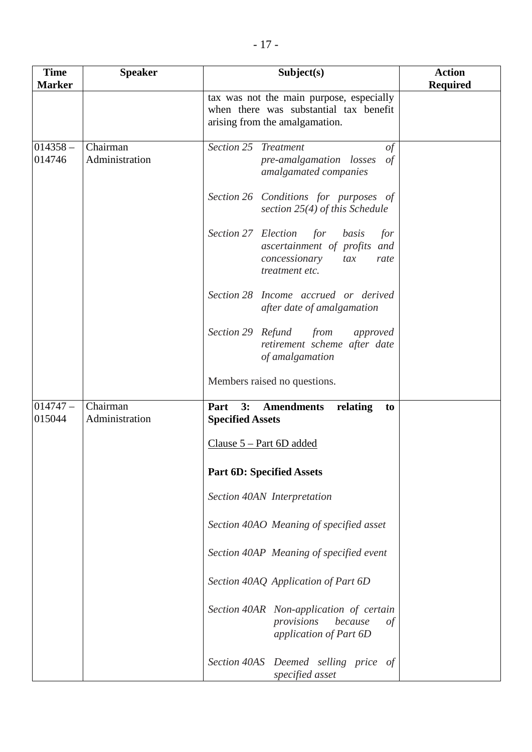| Time Marker | Speaker | Subject(s) | Action Required |
|---|---|---|---|
| | | tax was not the main purpose, especially when there was substantial tax benefit arising from the amalgamation. | |
| 014358 – 014746 | Chairman<br>Administration | *Section 25 Treatment of pre-amalgamation losses of amalgamated companies*<br><br>*Section 26 Conditions for purposes of section 25(4) of this Schedule*<br><br>*Section 27 Election for basis for ascertainment of profits and concessionary tax rate treatment etc.*<br><br>*Section 28 Income accrued or derived after date of amalgamation*<br><br>*Section 29 Refund from approved retirement scheme after date of amalgamation*<br><br>Members raised no questions. | |
| 014747 – 015044 | Chairman<br>Administration | **Part 3: Amendments relating to Specified Assets**<br><br><u>Clause 5 – Part 6D added</u><br><br>**Part 6D: Specified Assets**<br><br>*Section 40AN Interpretation*<br><br>*Section 40AO Meaning of specified asset*<br><br>*Section 40AP Meaning of specified event*<br><br>*Section 40AQ Application of Part 6D*<br><br>*Section 40AR Non-application of certain provisions because of application of Part 6D*<br><br>*Section 40AS Deemed selling price of specified asset* | |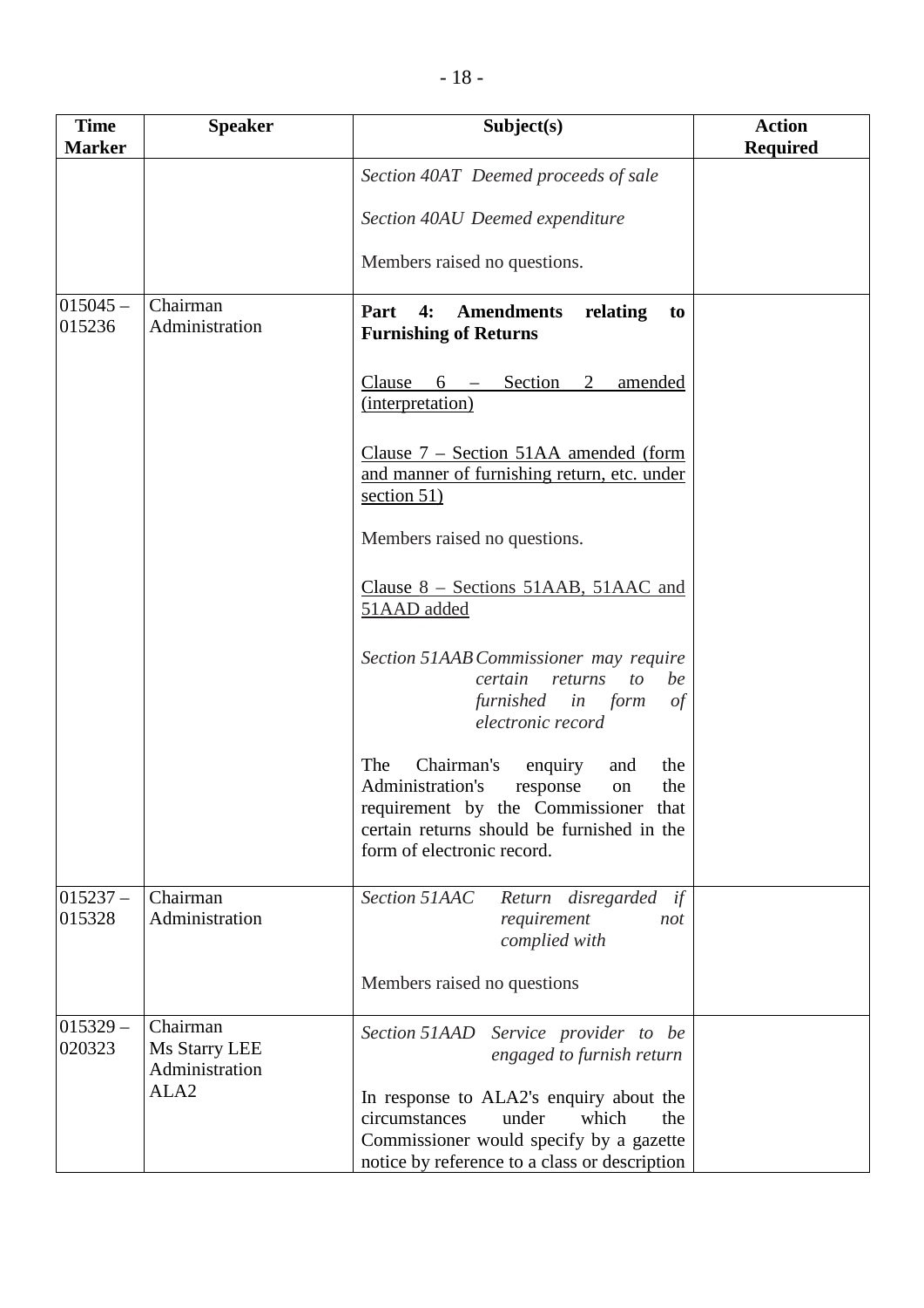| Time Marker | Speaker | Subject(s) | Action Required |
|---|---|---|---|
| | | *Section 40AT Deemed proceeds of sale*<br><br>*Section 40AU Deemed expenditure*<br><br>Members raised no questions. | |
| 015045 – 015236 | Chairman<br>Administration | **Part 4: Amendments relating to Furnishing of Returns**<br><br><u>Clause 6 – Section 2 amended (interpretation)</u><br><br><u>Clause 7 – Section 51AA amended (form and manner of furnishing return, etc. under section 51)</u><br><br>Members raised no questions.<br><br><u>Clause 8 – Sections 51AAB, 51AAC and 51AAD added</u><br><br>*Section 51AAB Commissioner may require certain returns to be furnished in form of electronic record*<br><br>The Chairman's enquiry and the Administration's response on the requirement by the Commissioner that certain returns should be furnished in the form of electronic record. | |
| 015237 – 015328 | Chairman<br>Administration | *Section 51AAC Return disregarded if requirement not complied with*<br><br>Members raised no questions | |
| 015329 – 020323 | Chairman<br>Ms Starry LEE<br>Administration<br>ALA2 | *Section 51AAD Service provider to be engaged to furnish return*<br><br>In response to ALA2's enquiry about the circumstances under which the Commissioner would specify by a gazette notice by reference to a class or description | |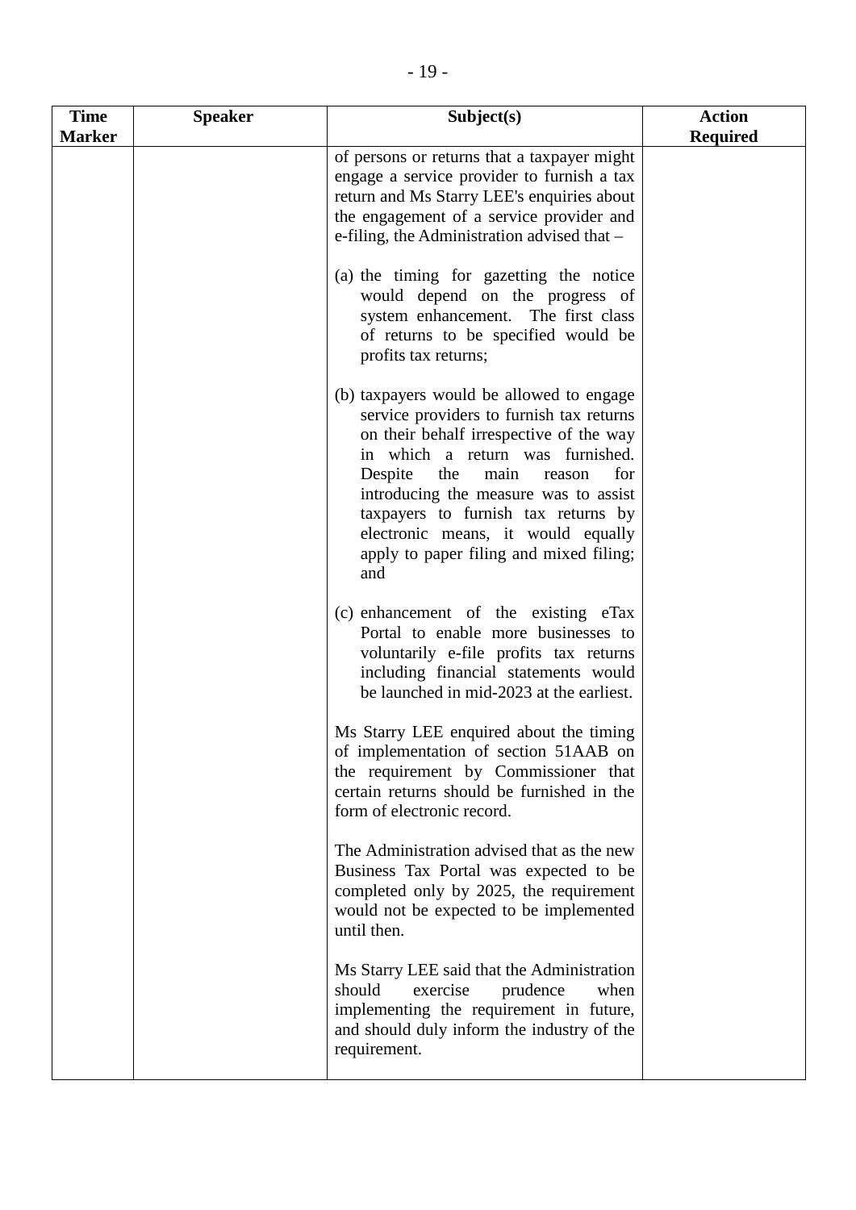| Time Marker | Speaker | Subject(s) | Action Required |
|---|---|---|---|
| | | of persons or returns that a taxpayer might engage a service provider to furnish a tax return and Ms Starry LEE's enquiries about the engagement of a service provider and e-filing, the Administration advised that –<br><br>(a) the timing for gazetting the notice would depend on the progress of system enhancement. The first class of returns to be specified would be profits tax returns;<br><br>(b) taxpayers would be allowed to engage service providers to furnish tax returns on their behalf irrespective of the way in which a return was furnished. Despite the main reason for introducing the measure was to assist taxpayers to furnish tax returns by electronic means, it would equally apply to paper filing and mixed filing; and<br><br>(c) enhancement of the existing eTax Portal to enable more businesses to voluntarily e-file profits tax returns including financial statements would be launched in mid-2023 at the earliest.<br><br>Ms Starry LEE enquired about the timing of implementation of section 51AAB on the requirement by Commissioner that certain returns should be furnished in the form of electronic record.<br><br>The Administration advised that as the new Business Tax Portal was expected to be completed only by 2025, the requirement would not be expected to be implemented until then.<br><br>Ms Starry LEE said that the Administration should exercise prudence when implementing the requirement in future, and should duly inform the industry of the requirement. | |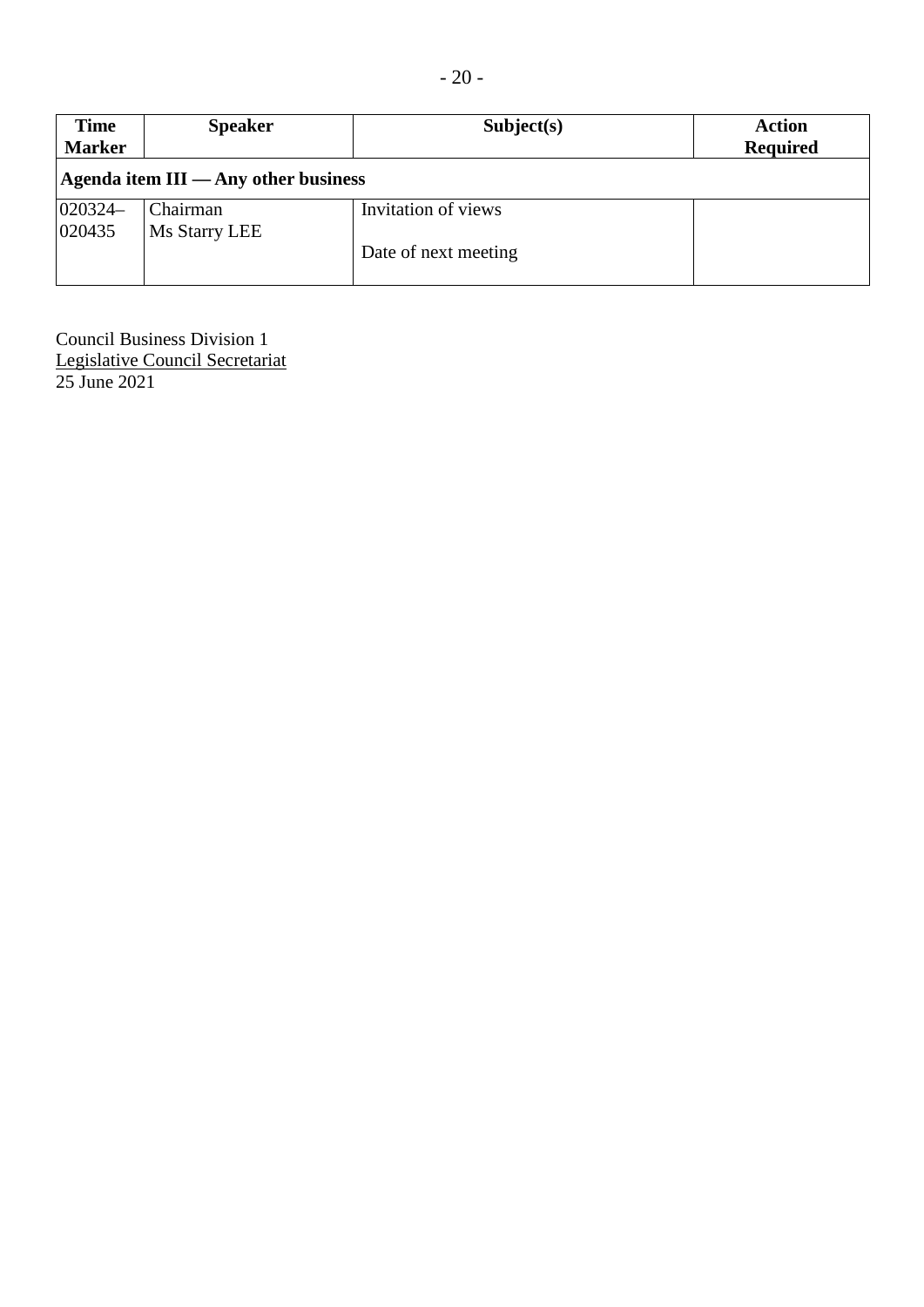| Time Marker | Speaker | Subject(s) | Action Required |
|---|---|---|---|
| **Agenda item III — Any other business** | | | |
| 020324–020435 | Chairman<br>Ms Starry LEE | Invitation of views<br><br>Date of next meeting | |

Council Business Division 1
Legislative Council Secretariat
25 June 2021